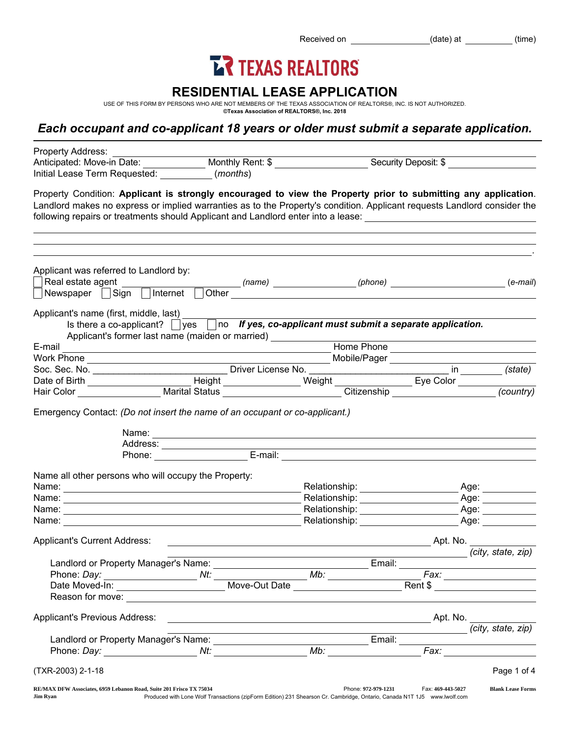Received on ________________ (date) at __________ (time)

TEXAS REALTORS

# RESIDENTIAL LEASE APPLICATION

USE OF THIS FORM BY PERSONS WHO ARE NOT MEMBERS OF THE TEXAS ASSOCIATION OF REALTORS®, INC. IS NOT AUTHORIZED.
**©Texas Association of REALTORS®, Inc. 2018**

## *Each occupant and co-applicant 18 years or older must submit a separate application.*

Property Address: ________________________________________________
Anticipated: Move-in Date: ____________ Monthly Rent: $ ________________ Security Deposit: $ ________________
Initial Lease Term Requested: __________ (*months*)

Property Condition: **Applicant is strongly encouraged to view the Property prior to submitting any application**. Landlord makes no express or implied warranties as to the Property's condition. Applicant requests Landlord consider the following repairs or treatments should Applicant and Landlord enter into a lease: ________________________________________________
________________________________________________
________________________________________________
________________________________________________.

Applicant was referred to Landlord by:
☐ Real estate agent ________________ (*name*) ________________ (*phone*) ________________ (*e-mail*)
☐ Newspaper ☐ Sign ☐ Internet ☐ Other ________________________________

Applicant's name (first, middle, last) ________________________________________________
Is there a co-applicant? ☐ yes ☐ no ***If yes, co-applicant must submit a separate application.***
Applicant's former last name (maiden or married) ________________________________
E-mail ________________________________ Home Phone ________________
Work Phone ________________________________ Mobile/Pager ________________
Soc. Sec. No. ________________ Driver License No. ________________ in ________ *(state)*
Date of Birth ____________ Height ____________ Weight ____________ Eye Color ____________
Hair Color ____________ Marital Status ________________ Citizenship ________________ *(country)*

Emergency Contact: *(Do not insert the name of an occupant or co-applicant.)*

Name: ________________________________________________
Address: ________________________________________________
Phone: ________________ E-mail: ________________________________

Name all other persons who will occupy the Property:
Name: ________________________________ Relationship: ________________ Age: ________
Name: ________________________________ Relationship: ________________ Age: ________
Name: ________________________________ Relationship: ________________ Age: ________
Name: ________________________________ Relationship: ________________ Age: ________

Applicant's Current Address: ________________________________ Apt. No. ________
________________________________ *(city, state, zip)*
Landlord or Property Manager's Name: ________________________ Email: ________________
Phone: *Day:* ____________ *Nt:* ____________ *Mb:* ____________ *Fax:* ____________
Date Moved-In: ____________ Move-Out Date ____________ Rent $ ____________
Reason for move: ________________________________________________

Applicant's Previous Address: ________________________________ Apt. No. ________
________________________________ *(city, state, zip)*
Landlord or Property Manager's Name: ________________________ Email: ________________
Phone: *Day:* ____________ *Nt:* ____________ *Mb:* ____________ *Fax:* ____________

(TXR-2003) 2-1-18

RE/MAX DFW Associates, 6959 Lebanon Road, Suite 201 Frisco TX 75034 Phone: 972-979-1231 Fax: 469-443-5027 Blank Lease Forms
Jim Ryan Produced with Lone Wolf Transactions (zipForm Edition) 231 Shearson Cr. Cambridge, Ontario, Canada N1T 1J5 www.lwolf.com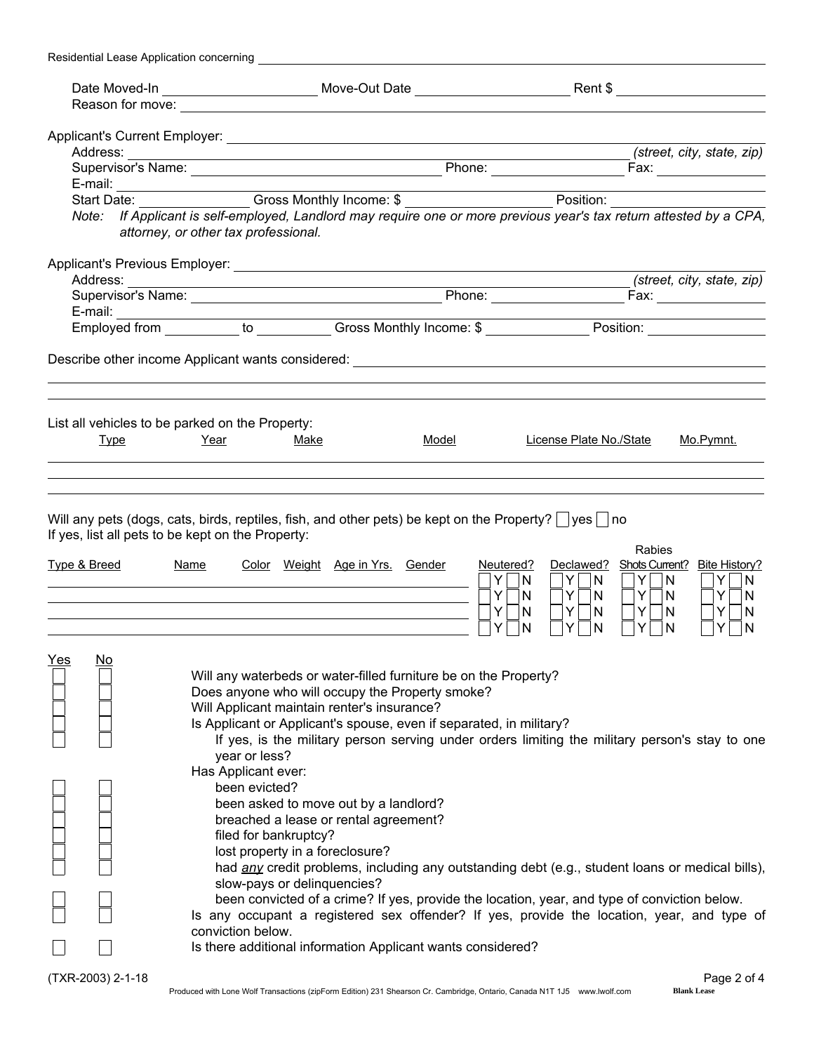Residential Lease Application concerning ______________________________

Date Moved-In ____________ Move-Out Date ____________ Rent $ ____________
Reason for move: ______________________________

Applicant's Current Employer: ______________________________
Address: ______________________________ *(street, city, state, zip)*
Supervisor's Name: ____________ Phone: ____________ Fax: ____________
E-mail: ______________________________
Start Date: ____________ Gross Monthly Income: $ ____________ Position: ____________
*Note: If Applicant is self-employed, Landlord may require one or more previous year's tax return attested by a CPA, attorney, or other tax professional.*

Applicant's Previous Employer: ______________________________
Address: ______________________________ *(street, city, state, zip)*
Supervisor's Name: ____________ Phone: ____________ Fax: ____________
E-mail: ______________________________
Employed from ________ to ________ Gross Monthly Income: $ ____________ Position: ____________

Describe other income Applicant wants considered: ______________________________

List all vehicles to be parked on the Property:

| Type | Year | Make | Model | License Plate No./State | Mo.Pymnt. |
|---|---|---|---|---|---|
| | | | | | |
| | | | | | |
| | | | | | |

Will any pets (dogs, cats, birds, reptiles, fish, and other pets) be kept on the Property? ☐ yes ☐ no
If yes, list all pets to be kept on the Property:

| Type & Breed | Name | Color | Weight | Age in Yrs. | Gender | Neutered? | Declawed? | Rabies Shots Current? | Bite History? |
|---|---|---|---|---|---|---|---|---|---|
| | | | | | | ☐Y ☐N | ☐Y ☐N | ☐Y ☐N | ☐Y ☐N |
| | | | | | | ☐Y ☐N | ☐Y ☐N | ☐Y ☐N | ☐Y ☐N |
| | | | | | | ☐Y ☐N | ☐Y ☐N | ☐Y ☐N | ☐Y ☐N |
| | | | | | | ☐Y ☐N | ☐Y ☐N | ☐Y ☐N | ☐Y ☐N |

| Yes | No | |
|---|---|---|
| ☐ | ☐ | Will any waterbeds or water-filled furniture be on the Property? |
| ☐ | ☐ | Does anyone who will occupy the Property smoke? |
| ☐ | ☐ | Will Applicant maintain renter's insurance? |
| ☐ | ☐ | Is Applicant or Applicant's spouse, even if separated, in military? |
| ☐ | ☐ | If yes, is the military person serving under orders limiting the military person's stay to one year or less? |
| | | Has Applicant ever: |
| ☐ | ☐ | been evicted? |
| ☐ | ☐ | been asked to move out by a landlord? |
| ☐ | ☐ | breached a lease or rental agreement? |
| ☐ | ☐ | filed for bankruptcy? |
| ☐ | ☐ | lost property in a foreclosure? |
| ☐ | ☐ | had *any* credit problems, including any outstanding debt (e.g., student loans or medical bills), slow-pays or delinquencies? |
| ☐ | ☐ | been convicted of a crime? If yes, provide the location, year, and type of conviction below. |
| ☐ | ☐ | Is any occupant a registered sex offender? If yes, provide the location, year, and type of conviction below. |
| ☐ | ☐ | Is there additional information Applicant wants considered? |

(TXR-2003) 2-1-18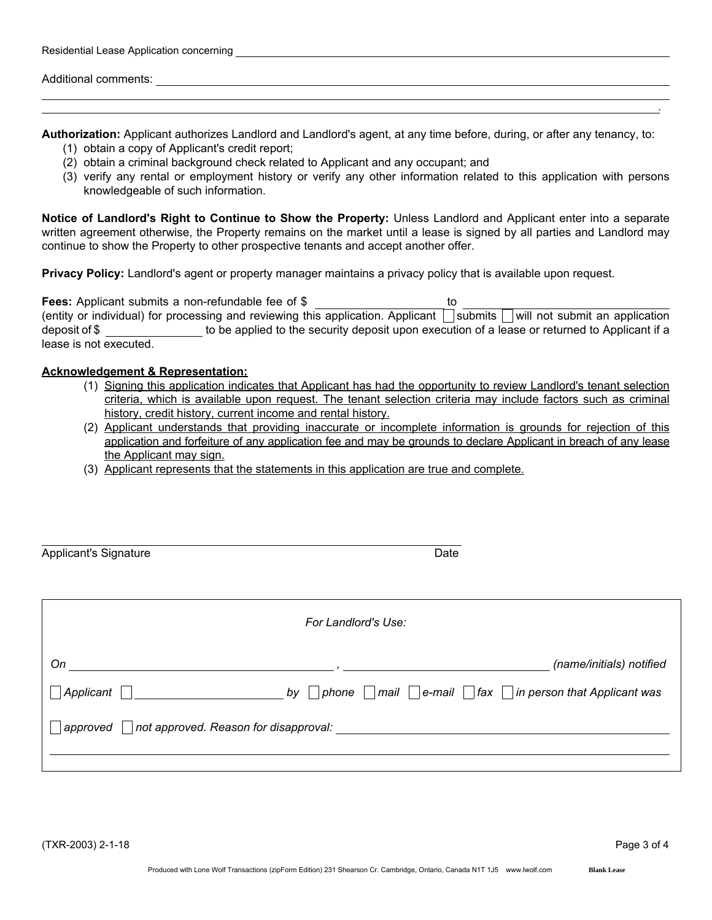Residential Lease Application concerning ______________________________________________

Additional comments: ______________________________________________

______________________________________________

______________________________________________.

**Authorization:** Applicant authorizes Landlord and Landlord's agent, at any time before, during, or after any tenancy, to:

(1) obtain a copy of Applicant's credit report;
(2) obtain a criminal background check related to Applicant and any occupant; and
(3) verify any rental or employment history or verify any other information related to this application with persons knowledgeable of such information.

**Notice of Landlord's Right to Continue to Show the Property:** Unless Landlord and Applicant enter into a separate written agreement otherwise, the Property remains on the market until a lease is signed by all parties and Landlord may continue to show the Property to other prospective tenants and accept another offer.

**Privacy Policy:** Landlord's agent or property manager maintains a privacy policy that is available upon request.

**Fees:** Applicant submits a non-refundable fee of $ ____________ to ____________ (entity or individual) for processing and reviewing this application. Applicant ☐ submits ☐ will not submit an application deposit of $ ____________ to be applied to the security deposit upon execution of a lease or returned to Applicant if a lease is not executed.

**Acknowledgement & Representation:**

(1) Signing this application indicates that Applicant has had the opportunity to review Landlord's tenant selection criteria, which is available upon request. The tenant selection criteria may include factors such as criminal history, credit history, current income and rental history.
(2) Applicant understands that providing inaccurate or incomplete information is grounds for rejection of this application and forfeiture of any application fee and may be grounds to declare Applicant in breach of any lease the Applicant may sign.
(3) Applicant represents that the statements in this application are true and complete.

______________________________________________

Applicant's Signature Date

*For Landlord's Use:*

*On* ____________________ , ____________________ *(name/initials) notified*

☐ *Applicant* ☐ ____________________ *by* ☐ *phone* ☐ *mail* ☐ *e-mail* ☐ *fax* ☐ *in person that Applicant was*

☐ *approved* ☐ *not approved. Reason for disapproval:* ______________________________________________

______________________________________________

(TXR-2003) 2-1-18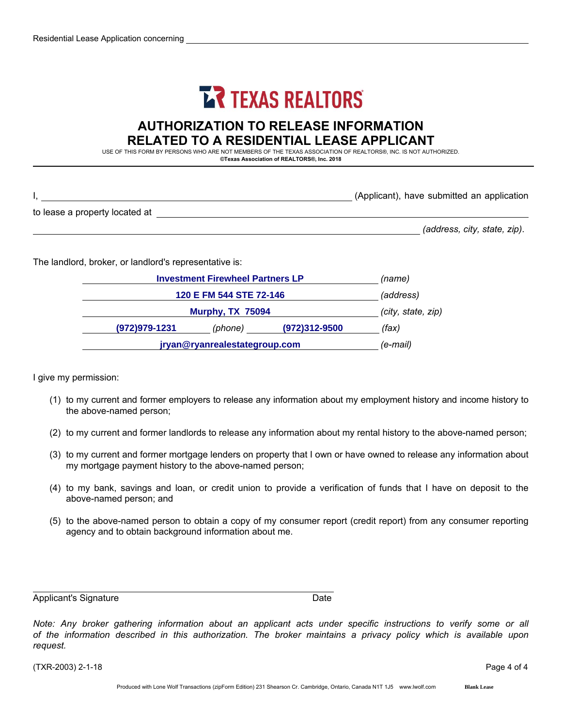Residential Lease Application concerning ______________________________

TEXAS REALTORS

# AUTHORIZATION TO RELEASE INFORMATION RELATED TO A RESIDENTIAL LEASE APPLICANT

USE OF THIS FORM BY PERSONS WHO ARE NOT MEMBERS OF THE TEXAS ASSOCIATION OF REALTORS®, INC. IS NOT AUTHORIZED.
**©Texas Association of REALTORS®, Inc. 2018**

I, ______________________________ (Applicant), have submitted an application to lease a property located at ______________________________ ______________________________ *(address, city, state, zip)*.

The landlord, broker, or landlord's representative is:

**Investment Firewheel Partners LP** *(name)*
**120 E FM 544 STE 72-146** *(address)*
**Murphy, TX 75094** *(city, state, zip)*
**(972)979-1231** *(phone)* **(972)312-9500** *(fax)*
**jryan@ryanrealestategroup.com** *(e-mail)*

I give my permission:

(1) to my current and former employers to release any information about my employment history and income history to the above-named person;

(2) to my current and former landlords to release any information about my rental history to the above-named person;

(3) to my current and former mortgage lenders on property that I own or have owned to release any information about my mortgage payment history to the above-named person;

(4) to my bank, savings and loan, or credit union to provide a verification of funds that I have on deposit to the above-named person; and

(5) to the above-named person to obtain a copy of my consumer report (credit report) from any consumer reporting agency and to obtain background information about me.

______________________________
Applicant's Signature Date

*Note: Any broker gathering information about an applicant acts under specific instructions to verify some or all of the information described in this authorization. The broker maintains a privacy policy which is available upon request.*

(TXR-2003) 2-1-18

Produced with Lone Wolf Transactions (zipForm Edition) 231 Shearson Cr. Cambridge, Ontario, Canada N1T 1J5 www.lwolf.com Blank Lease